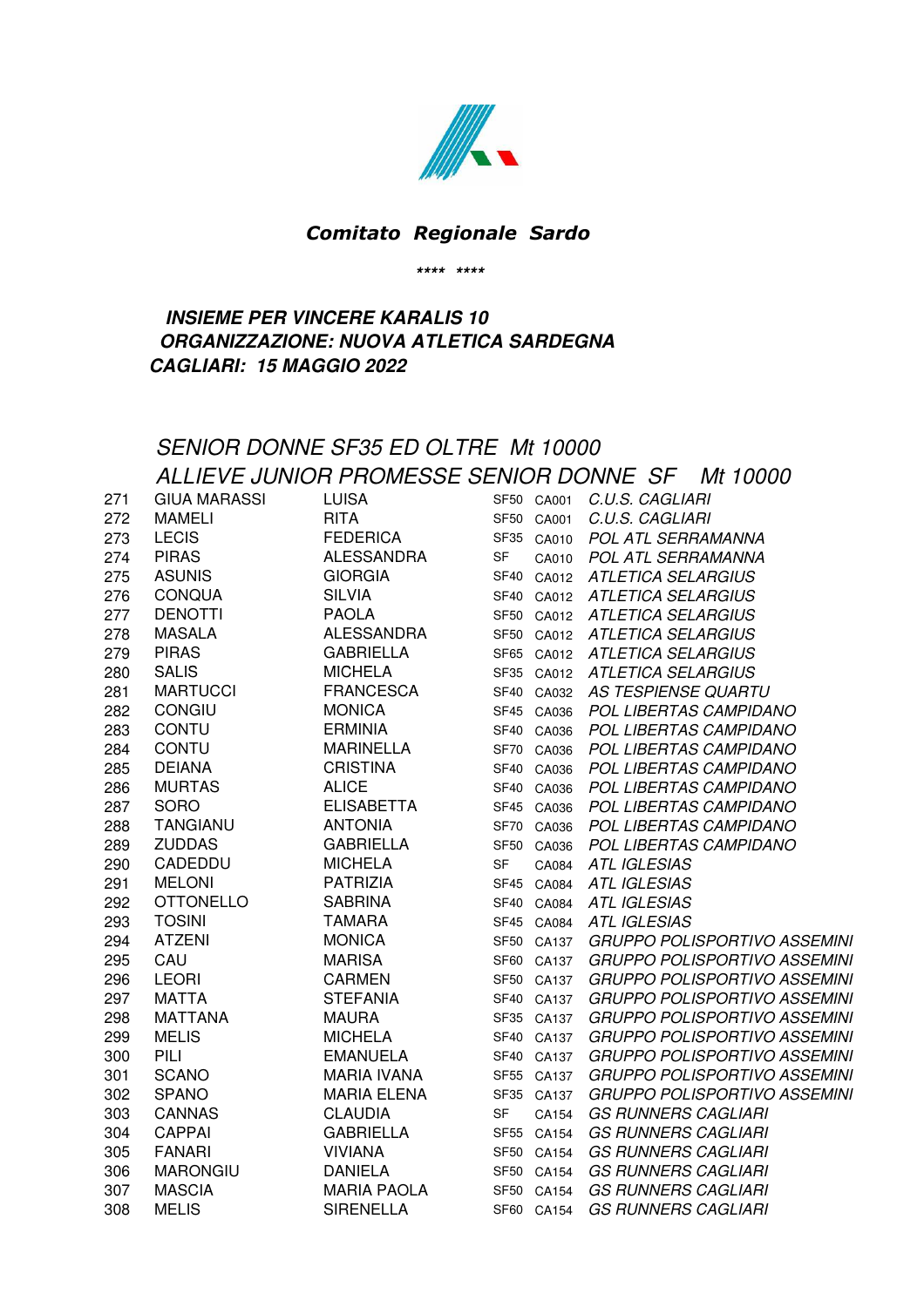### *Comitato Regionale Sardo*

*\*\*\*\* \*\*\*\**

***INSIEME PER VINCERE KARALIS 10***
***ORGANIZZAZIONE: NUOVA ATLETICA SARDEGNA***
***CAGLIARI: 15 MAGGIO 2022***

## *SENIOR DONNE SF35 ED OLTRE Mt 10000*
## *ALLIEVE JUNIOR PROMESSE SENIOR DONNE SF Mt 10000*

| | | | | | |
|---|---|---|---|---|---|
| 271 | GIUA MARASSI | LUISA | SF50 | CA001 | *C.U.S. CAGLIARI* |
| 272 | MAMELI | RITA | SF50 | CA001 | *C.U.S. CAGLIARI* |
| 273 | LECIS | FEDERICA | SF35 | CA010 | *POL ATL SERRAMANNA* |
| 274 | PIRAS | ALESSANDRA | SF | CA010 | *POL ATL SERRAMANNA* |
| 275 | ASUNIS | GIORGIA | SF40 | CA012 | *ATLETICA SELARGIUS* |
| 276 | CONQUA | SILVIA | SF40 | CA012 | *ATLETICA SELARGIUS* |
| 277 | DENOTTI | PAOLA | SF50 | CA012 | *ATLETICA SELARGIUS* |
| 278 | MASALA | ALESSANDRA | SF50 | CA012 | *ATLETICA SELARGIUS* |
| 279 | PIRAS | GABRIELLA | SF65 | CA012 | *ATLETICA SELARGIUS* |
| 280 | SALIS | MICHELA | SF35 | CA012 | *ATLETICA SELARGIUS* |
| 281 | MARTUCCI | FRANCESCA | SF40 | CA032 | *AS TESPIENSE QUARTU* |
| 282 | CONGIU | MONICA | SF45 | CA036 | *POL LIBERTAS CAMPIDANO* |
| 283 | CONTU | ERMINIA | SF40 | CA036 | *POL LIBERTAS CAMPIDANO* |
| 284 | CONTU | MARINELLA | SF70 | CA036 | *POL LIBERTAS CAMPIDANO* |
| 285 | DEIANA | CRISTINA | SF40 | CA036 | *POL LIBERTAS CAMPIDANO* |
| 286 | MURTAS | ALICE | SF40 | CA036 | *POL LIBERTAS CAMPIDANO* |
| 287 | SORO | ELISABETTA | SF45 | CA036 | *POL LIBERTAS CAMPIDANO* |
| 288 | TANGIANU | ANTONIA | SF70 | CA036 | *POL LIBERTAS CAMPIDANO* |
| 289 | ZUDDAS | GABRIELLA | SF50 | CA036 | *POL LIBERTAS CAMPIDANO* |
| 290 | CADEDDU | MICHELA | SF | CA084 | *ATL IGLESIAS* |
| 291 | MELONI | PATRIZIA | SF45 | CA084 | *ATL IGLESIAS* |
| 292 | OTTONELLO | SABRINA | SF40 | CA084 | *ATL IGLESIAS* |
| 293 | TOSINI | TAMARA | SF45 | CA084 | *ATL IGLESIAS* |
| 294 | ATZENI | MONICA | SF50 | CA137 | *GRUPPO POLISPORTIVO ASSEMINI* |
| 295 | CAU | MARISA | SF60 | CA137 | *GRUPPO POLISPORTIVO ASSEMINI* |
| 296 | LEORI | CARMEN | SF50 | CA137 | *GRUPPO POLISPORTIVO ASSEMINI* |
| 297 | MATTA | STEFANIA | SF40 | CA137 | *GRUPPO POLISPORTIVO ASSEMINI* |
| 298 | MATTANA | MAURA | SF35 | CA137 | *GRUPPO POLISPORTIVO ASSEMINI* |
| 299 | MELIS | MICHELA | SF40 | CA137 | *GRUPPO POLISPORTIVO ASSEMINI* |
| 300 | PILI | EMANUELA | SF40 | CA137 | *GRUPPO POLISPORTIVO ASSEMINI* |
| 301 | SCANO | MARIA IVANA | SF55 | CA137 | *GRUPPO POLISPORTIVO ASSEMINI* |
| 302 | SPANO | MARIA ELENA | SF35 | CA137 | *GRUPPO POLISPORTIVO ASSEMINI* |
| 303 | CANNAS | CLAUDIA | SF | CA154 | *GS RUNNERS CAGLIARI* |
| 304 | CAPPAI | GABRIELLA | SF55 | CA154 | *GS RUNNERS CAGLIARI* |
| 305 | FANARI | VIVIANA | SF50 | CA154 | *GS RUNNERS CAGLIARI* |
| 306 | MARONGIU | DANIELA | SF50 | CA154 | *GS RUNNERS CAGLIARI* |
| 307 | MASCIA | MARIA PAOLA | SF50 | CA154 | *GS RUNNERS CAGLIARI* |
| 308 | MELIS | SIRENELLA | SF60 | CA154 | *GS RUNNERS CAGLIARI* |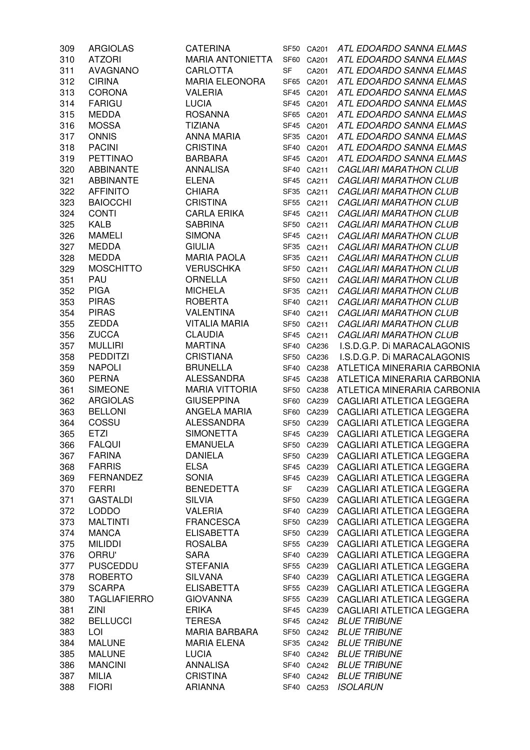| | | | | | |
|---|---|---|---|---|---|
| 309 | ARGIOLAS | CATERINA | SF50 | CA201 | *ATL EDOARDO SANNA ELMAS* |
| 310 | ATZORI | MARIA ANTONIETTA | SF60 | CA201 | *ATL EDOARDO SANNA ELMAS* |
| 311 | AVAGNANO | CARLOTTA | SF | CA201 | *ATL EDOARDO SANNA ELMAS* |
| 312 | CIRINA | MARIA ELEONORA | SF65 | CA201 | *ATL EDOARDO SANNA ELMAS* |
| 313 | CORONA | VALERIA | SF45 | CA201 | *ATL EDOARDO SANNA ELMAS* |
| 314 | FARIGU | LUCIA | SF45 | CA201 | *ATL EDOARDO SANNA ELMAS* |
| 315 | MEDDA | ROSANNA | SF65 | CA201 | *ATL EDOARDO SANNA ELMAS* |
| 316 | MOSSA | TIZIANA | SF45 | CA201 | *ATL EDOARDO SANNA ELMAS* |
| 317 | ONNIS | ANNA MARIA | SF35 | CA201 | *ATL EDOARDO SANNA ELMAS* |
| 318 | PACINI | CRISTINA | SF40 | CA201 | *ATL EDOARDO SANNA ELMAS* |
| 319 | PETTINAO | BARBARA | SF45 | CA201 | *ATL EDOARDO SANNA ELMAS* |
| 320 | ABBINANTE | ANNALISA | SF40 | CA211 | *CAGLIARI MARATHON CLUB* |
| 321 | ABBINANTE | ELENA | SF45 | CA211 | *CAGLIARI MARATHON CLUB* |
| 322 | AFFINITO | CHIARA | SF35 | CA211 | *CAGLIARI MARATHON CLUB* |
| 323 | BAIOCCHI | CRISTINA | SF55 | CA211 | *CAGLIARI MARATHON CLUB* |
| 324 | CONTI | CARLA ERIKA | SF45 | CA211 | *CAGLIARI MARATHON CLUB* |
| 325 | KALB | SABRINA | SF50 | CA211 | *CAGLIARI MARATHON CLUB* |
| 326 | MAMELI | SIMONA | SF45 | CA211 | *CAGLIARI MARATHON CLUB* |
| 327 | MEDDA | GIULIA | SF35 | CA211 | *CAGLIARI MARATHON CLUB* |
| 328 | MEDDA | MARIA PAOLA | SF35 | CA211 | *CAGLIARI MARATHON CLUB* |
| 329 | MOSCHITTO | VERUSCHKA | SF50 | CA211 | *CAGLIARI MARATHON CLUB* |
| 351 | PAU | ORNELLA | SF50 | CA211 | *CAGLIARI MARATHON CLUB* |
| 352 | PIGA | MICHELA | SF35 | CA211 | *CAGLIARI MARATHON CLUB* |
| 353 | PIRAS | ROBERTA | SF40 | CA211 | *CAGLIARI MARATHON CLUB* |
| 354 | PIRAS | VALENTINA | SF40 | CA211 | *CAGLIARI MARATHON CLUB* |
| 355 | ZEDDA | VITALIA MARIA | SF50 | CA211 | *CAGLIARI MARATHON CLUB* |
| 356 | ZUCCA | CLAUDIA | SF45 | CA211 | *CAGLIARI MARATHON CLUB* |
| 357 | MULLIRI | MARTINA | SF40 | CA236 | I.S.D.G.P. Di MARACALAGONIS |
| 358 | PEDDITZI | CRISTIANA | SF50 | CA236 | I.S.D.G.P. Di MARACALAGONIS |
| 359 | NAPOLI | BRUNELLA | SF40 | CA238 | ATLETICA MINERARIA CARBONIA |
| 360 | PERNA | ALESSANDRA | SF45 | CA238 | ATLETICA MINERARIA CARBONIA |
| 361 | SIMEONE | MARIA VITTORIA | SF50 | CA238 | ATLETICA MINERARIA CARBONIA |
| 362 | ARGIOLAS | GIUSEPPINA | SF60 | CA239 | CAGLIARI ATLETICA LEGGERA |
| 363 | BELLONI | ANGELA MARIA | SF60 | CA239 | CAGLIARI ATLETICA LEGGERA |
| 364 | COSSU | ALESSANDRA | SF50 | CA239 | CAGLIARI ATLETICA LEGGERA |
| 365 | ETZI | SIMONETTA | SF45 | CA239 | CAGLIARI ATLETICA LEGGERA |
| 366 | FALQUI | EMANUELA | SF50 | CA239 | CAGLIARI ATLETICA LEGGERA |
| 367 | FARINA | DANIELA | SF50 | CA239 | CAGLIARI ATLETICA LEGGERA |
| 368 | FARRIS | ELSA | SF45 | CA239 | CAGLIARI ATLETICA LEGGERA |
| 369 | FERNANDEZ | SONIA | SF45 | CA239 | CAGLIARI ATLETICA LEGGERA |
| 370 | FERRI | BENEDETTA | SF | CA239 | CAGLIARI ATLETICA LEGGERA |
| 371 | GASTALDI | SILVIA | SF50 | CA239 | CAGLIARI ATLETICA LEGGERA |
| 372 | LODDO | VALERIA | SF40 | CA239 | CAGLIARI ATLETICA LEGGERA |
| 373 | MALTINTI | FRANCESCA | SF50 | CA239 | CAGLIARI ATLETICA LEGGERA |
| 374 | MANCA | ELISABETTA | SF50 | CA239 | CAGLIARI ATLETICA LEGGERA |
| 375 | MILIDDI | ROSALBA | SF55 | CA239 | CAGLIARI ATLETICA LEGGERA |
| 376 | ORRU' | SARA | SF40 | CA239 | CAGLIARI ATLETICA LEGGERA |
| 377 | PUSCEDDU | STEFANIA | SF55 | CA239 | CAGLIARI ATLETICA LEGGERA |
| 378 | ROBERTO | SILVANA | SF40 | CA239 | CAGLIARI ATLETICA LEGGERA |
| 379 | SCARPA | ELISABETTA | SF55 | CA239 | CAGLIARI ATLETICA LEGGERA |
| 380 | TAGLIAFIERRO | GIOVANNA | SF55 | CA239 | CAGLIARI ATLETICA LEGGERA |
| 381 | ZINI | ERIKA | SF45 | CA239 | CAGLIARI ATLETICA LEGGERA |
| 382 | BELLUCCI | TERESA | SF45 | CA242 | *BLUE TRIBUNE* |
| 383 | LOI | MARIA BARBARA | SF50 | CA242 | *BLUE TRIBUNE* |
| 384 | MALUNE | MARIA ELENA | SF35 | CA242 | *BLUE TRIBUNE* |
| 385 | MALUNE | LUCIA | SF40 | CA242 | *BLUE TRIBUNE* |
| 386 | MANCINI | ANNALISA | SF40 | CA242 | *BLUE TRIBUNE* |
| 387 | MILIA | CRISTINA | SF40 | CA242 | *BLUE TRIBUNE* |
| 388 | FIORI | ARIANNA | SF40 | CA253 | *ISOLARUN* |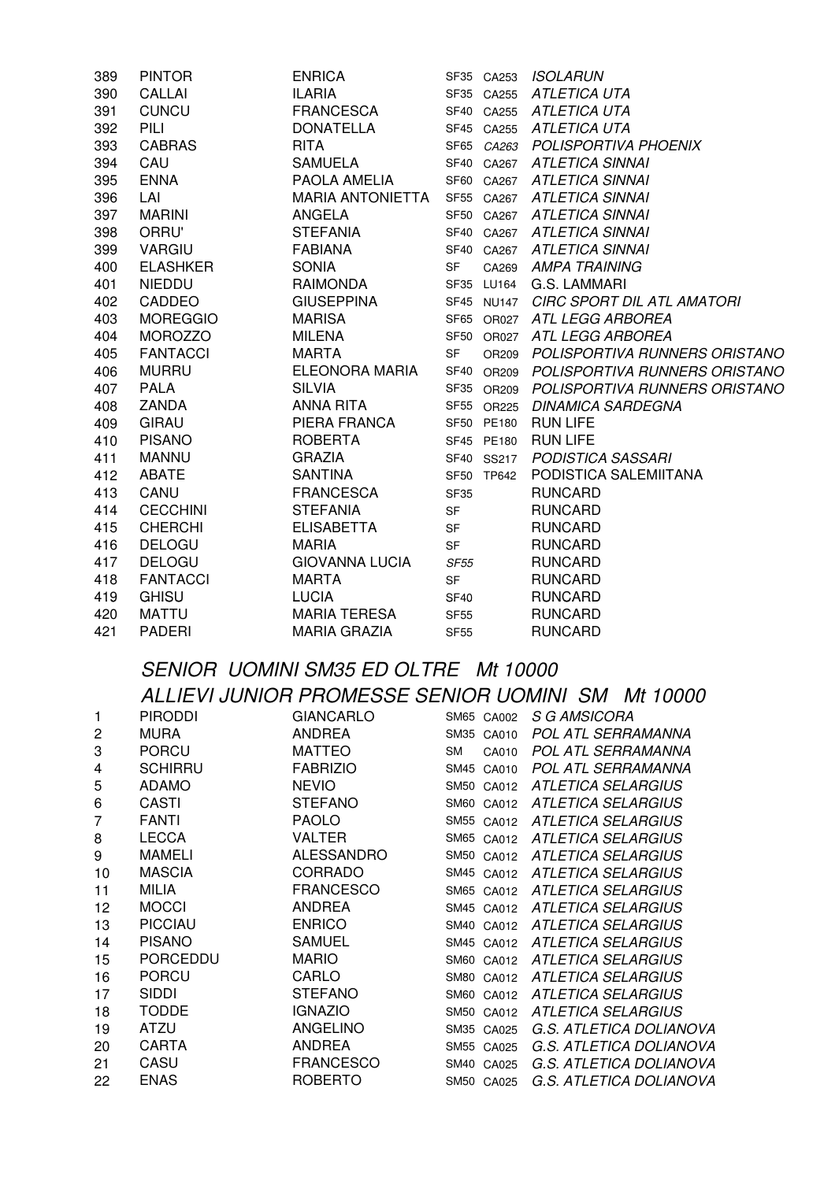| | | | | | |
|---|---|---|---|---|---|
| 389 | PINTOR | ENRICA | SF35 | CA253 | *ISOLARUN* |
| 390 | CALLAI | ILARIA | SF35 | CA255 | *ATLETICA UTA* |
| 391 | CUNCU | FRANCESCA | SF40 | CA255 | *ATLETICA UTA* |
| 392 | PILI | DONATELLA | SF45 | CA255 | *ATLETICA UTA* |
| 393 | CABRAS | RITA | SF65 | *CA263* | *POLISPORTIVA PHOENIX* |
| 394 | CAU | SAMUELA | SF40 | CA267 | *ATLETICA SINNAI* |
| 395 | ENNA | PAOLA AMELIA | SF60 | CA267 | *ATLETICA SINNAI* |
| 396 | LAI | MARIA ANTONIETTA | SF55 | CA267 | *ATLETICA SINNAI* |
| 397 | MARINI | ANGELA | SF50 | CA267 | *ATLETICA SINNAI* |
| 398 | ORRU' | STEFANIA | SF40 | CA267 | *ATLETICA SINNAI* |
| 399 | VARGIU | FABIANA | SF40 | CA267 | *ATLETICA SINNAI* |
| 400 | ELASHKER | SONIA | SF | CA269 | *AMPA TRAINING* |
| 401 | NIEDDU | RAIMONDA | SF35 | LU164 | G.S. LAMMARI |
| 402 | CADDEO | GIUSEPPINA | SF45 | NU147 | *CIRC SPORT DIL ATL AMATORI* |
| 403 | MOREGGIO | MARISA | SF65 | OR027 | *ATL LEGG ARBOREA* |
| 404 | MOROZZO | MILENA | SF50 | OR027 | *ATL LEGG ARBOREA* |
| 405 | FANTACCI | MARTA | SF | OR209 | *POLISPORTIVA RUNNERS ORISTANO* |
| 406 | MURRU | ELEONORA MARIA | SF40 | OR209 | *POLISPORTIVA RUNNERS ORISTANO* |
| 407 | PALA | SILVIA | SF35 | OR209 | *POLISPORTIVA RUNNERS ORISTANO* |
| 408 | ZANDA | ANNA RITA | SF55 | OR225 | *DINAMICA SARDEGNA* |
| 409 | GIRAU | PIERA FRANCA | SF50 | PE180 | RUN LIFE |
| 410 | PISANO | ROBERTA | SF45 | PE180 | RUN LIFE |
| 411 | MANNU | GRAZIA | SF40 | SS217 | *PODISTICA SASSARI* |
| 412 | ABATE | SANTINA | SF50 | TP642 | PODISTICA SALEMIITANA |
| 413 | CANU | FRANCESCA | SF35 | | RUNCARD |
| 414 | CECCHINI | STEFANIA | SF | | RUNCARD |
| 415 | CHERCHI | ELISABETTA | SF | | RUNCARD |
| 416 | DELOGU | MARIA | SF | | RUNCARD |
| 417 | DELOGU | GIOVANNA LUCIA | *SF55* | | RUNCARD |
| 418 | FANTACCI | MARTA | SF | | RUNCARD |
| 419 | GHISU | LUCIA | SF40 | | RUNCARD |
| 420 | MATTU | MARIA TERESA | SF55 | | RUNCARD |
| 421 | PADERI | MARIA GRAZIA | SF55 | | RUNCARD |

## *SENIOR UOMINI SM35 ED OLTRE Mt 10000*

## *ALLIEVI JUNIOR PROMESSE SENIOR UOMINI SM Mt 10000*

| | | | | | |
|---|---|---|---|---|---|
| 1 | PIRODDI | GIANCARLO | SM65 | CA002 | *S G AMSICORA* |
| 2 | MURA | ANDREA | SM35 | CA010 | *POL ATL SERRAMANNA* |
| 3 | PORCU | MATTEO | SM | CA010 | *POL ATL SERRAMANNA* |
| 4 | SCHIRRU | FABRIZIO | SM45 | CA010 | *POL ATL SERRAMANNA* |
| 5 | ADAMO | NEVIO | SM50 | CA012 | *ATLETICA SELARGIUS* |
| 6 | CASTI | STEFANO | SM60 | CA012 | *ATLETICA SELARGIUS* |
| 7 | FANTI | PAOLO | SM55 | CA012 | *ATLETICA SELARGIUS* |
| 8 | LECCA | VALTER | SM65 | CA012 | *ATLETICA SELARGIUS* |
| 9 | MAMELI | ALESSANDRO | SM50 | CA012 | *ATLETICA SELARGIUS* |
| 10 | MASCIA | CORRADO | SM45 | CA012 | *ATLETICA SELARGIUS* |
| 11 | MILIA | FRANCESCO | SM65 | CA012 | *ATLETICA SELARGIUS* |
| 12 | MOCCI | ANDREA | SM45 | CA012 | *ATLETICA SELARGIUS* |
| 13 | PICCIAU | ENRICO | SM40 | CA012 | *ATLETICA SELARGIUS* |
| 14 | PISANO | SAMUEL | SM45 | CA012 | *ATLETICA SELARGIUS* |
| 15 | PORCEDDU | MARIO | SM60 | CA012 | *ATLETICA SELARGIUS* |
| 16 | PORCU | CARLO | SM80 | CA012 | *ATLETICA SELARGIUS* |
| 17 | SIDDI | STEFANO | SM60 | CA012 | *ATLETICA SELARGIUS* |
| 18 | TODDE | IGNAZIO | SM50 | CA012 | *ATLETICA SELARGIUS* |
| 19 | ATZU | ANGELINO | SM35 | CA025 | *G.S. ATLETICA DOLIANOVA* |
| 20 | CARTA | ANDREA | SM55 | CA025 | *G.S. ATLETICA DOLIANOVA* |
| 21 | CASU | FRANCESCO | SM40 | CA025 | *G.S. ATLETICA DOLIANOVA* |
| 22 | ENAS | ROBERTO | SM50 | CA025 | *G.S. ATLETICA DOLIANOVA* |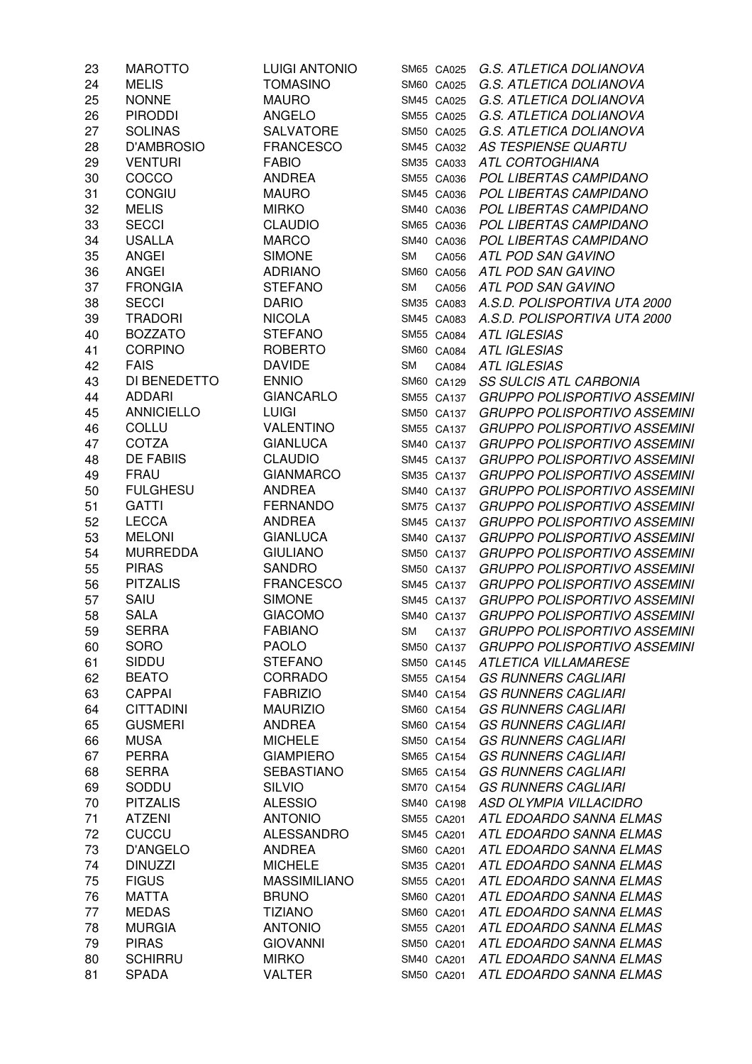| | | | | | |
|---|---|---|---|---|---|
| 23 | MAROTTO | LUIGI ANTONIO | SM65 | CA025 | *G.S. ATLETICA DOLIANOVA* |
| 24 | MELIS | TOMASINO | SM60 | CA025 | *G.S. ATLETICA DOLIANOVA* |
| 25 | NONNE | MAURO | SM45 | CA025 | *G.S. ATLETICA DOLIANOVA* |
| 26 | PIRODDI | ANGELO | SM55 | CA025 | *G.S. ATLETICA DOLIANOVA* |
| 27 | SOLINAS | SALVATORE | SM50 | CA025 | *G.S. ATLETICA DOLIANOVA* |
| 28 | D'AMBROSIO | FRANCESCO | SM45 | CA032 | *AS TESPIENSE QUARTU* |
| 29 | VENTURI | FABIO | SM35 | CA033 | *ATL CORTOGHIANA* |
| 30 | COCCO | ANDREA | SM55 | CA036 | *POL LIBERTAS CAMPIDANO* |
| 31 | CONGIU | MAURO | SM45 | CA036 | *POL LIBERTAS CAMPIDANO* |
| 32 | MELIS | MIRKO | SM40 | CA036 | *POL LIBERTAS CAMPIDANO* |
| 33 | SECCI | CLAUDIO | SM65 | CA036 | *POL LIBERTAS CAMPIDANO* |
| 34 | USALLA | MARCO | SM40 | CA036 | *POL LIBERTAS CAMPIDANO* |
| 35 | ANGEI | SIMONE | SM | CA056 | *ATL POD SAN GAVINO* |
| 36 | ANGEI | ADRIANO | SM60 | CA056 | *ATL POD SAN GAVINO* |
| 37 | FRONGIA | STEFANO | SM | CA056 | *ATL POD SAN GAVINO* |
| 38 | SECCI | DARIO | SM35 | CA083 | *A.S.D. POLISPORTIVA UTA 2000* |
| 39 | TRADORI | NICOLA | SM45 | CA083 | *A.S.D. POLISPORTIVA UTA 2000* |
| 40 | BOZZATO | STEFANO | SM55 | CA084 | *ATL IGLESIAS* |
| 41 | CORPINO | ROBERTO | SM60 | CA084 | *ATL IGLESIAS* |
| 42 | FAIS | DAVIDE | SM | CA084 | *ATL IGLESIAS* |
| 43 | DI BENEDETTO | ENNIO | SM60 | CA129 | *SS SULCIS ATL CARBONIA* |
| 44 | ADDARI | GIANCARLO | SM55 | CA137 | *GRUPPO POLISPORTIVO ASSEMINI* |
| 45 | ANNICIELLO | LUIGI | SM50 | CA137 | *GRUPPO POLISPORTIVO ASSEMINI* |
| 46 | COLLU | VALENTINO | SM55 | CA137 | *GRUPPO POLISPORTIVO ASSEMINI* |
| 47 | COTZA | GIANLUCA | SM40 | CA137 | *GRUPPO POLISPORTIVO ASSEMINI* |
| 48 | DE FABIIS | CLAUDIO | SM45 | CA137 | *GRUPPO POLISPORTIVO ASSEMINI* |
| 49 | FRAU | GIANMARCO | SM35 | CA137 | *GRUPPO POLISPORTIVO ASSEMINI* |
| 50 | FULGHESU | ANDREA | SM40 | CA137 | *GRUPPO POLISPORTIVO ASSEMINI* |
| 51 | GATTI | FERNANDO | SM75 | CA137 | *GRUPPO POLISPORTIVO ASSEMINI* |
| 52 | LECCA | ANDREA | SM45 | CA137 | *GRUPPO POLISPORTIVO ASSEMINI* |
| 53 | MELONI | GIANLUCA | SM40 | CA137 | *GRUPPO POLISPORTIVO ASSEMINI* |
| 54 | MURREDDA | GIULIANO | SM50 | CA137 | *GRUPPO POLISPORTIVO ASSEMINI* |
| 55 | PIRAS | SANDRO | SM50 | CA137 | *GRUPPO POLISPORTIVO ASSEMINI* |
| 56 | PITZALIS | FRANCESCO | SM45 | CA137 | *GRUPPO POLISPORTIVO ASSEMINI* |
| 57 | SAIU | SIMONE | SM45 | CA137 | *GRUPPO POLISPORTIVO ASSEMINI* |
| 58 | SALA | GIACOMO | SM40 | CA137 | *GRUPPO POLISPORTIVO ASSEMINI* |
| 59 | SERRA | FABIANO | SM | CA137 | *GRUPPO POLISPORTIVO ASSEMINI* |
| 60 | SORO | PAOLO | SM50 | CA137 | *GRUPPO POLISPORTIVO ASSEMINI* |
| 61 | SIDDU | STEFANO | SM50 | CA145 | *ATLETICA VILLAMARESE* |
| 62 | BEATO | CORRADO | SM55 | CA154 | *GS RUNNERS CAGLIARI* |
| 63 | CAPPAI | FABRIZIO | SM40 | CA154 | *GS RUNNERS CAGLIARI* |
| 64 | CITTADINI | MAURIZIO | SM60 | CA154 | *GS RUNNERS CAGLIARI* |
| 65 | GUSMERI | ANDREA | SM60 | CA154 | *GS RUNNERS CAGLIARI* |
| 66 | MUSA | MICHELE | SM50 | CA154 | *GS RUNNERS CAGLIARI* |
| 67 | PERRA | GIAMPIERO | SM65 | CA154 | *GS RUNNERS CAGLIARI* |
| 68 | SERRA | SEBASTIANO | SM65 | CA154 | *GS RUNNERS CAGLIARI* |
| 69 | SODDU | SILVIO | SM70 | CA154 | *GS RUNNERS CAGLIARI* |
| 70 | PITZALIS | ALESSIO | SM40 | CA198 | *ASD OLYMPIA VILLACIDRO* |
| 71 | ATZENI | ANTONIO | SM55 | CA201 | *ATL EDOARDO SANNA ELMAS* |
| 72 | CUCCU | ALESSANDRO | SM45 | CA201 | *ATL EDOARDO SANNA ELMAS* |
| 73 | D'ANGELO | ANDREA | SM60 | CA201 | *ATL EDOARDO SANNA ELMAS* |
| 74 | DINUZZI | MICHELE | SM35 | CA201 | *ATL EDOARDO SANNA ELMAS* |
| 75 | FIGUS | MASSIMILIANO | SM55 | CA201 | *ATL EDOARDO SANNA ELMAS* |
| 76 | MATTA | BRUNO | SM60 | CA201 | *ATL EDOARDO SANNA ELMAS* |
| 77 | MEDAS | TIZIANO | SM60 | CA201 | *ATL EDOARDO SANNA ELMAS* |
| 78 | MURGIA | ANTONIO | SM55 | CA201 | *ATL EDOARDO SANNA ELMAS* |
| 79 | PIRAS | GIOVANNI | SM50 | CA201 | *ATL EDOARDO SANNA ELMAS* |
| 80 | SCHIRRU | MIRKO | SM40 | CA201 | *ATL EDOARDO SANNA ELMAS* |
| 81 | SPADA | VALTER | SM50 | CA201 | *ATL EDOARDO SANNA ELMAS* |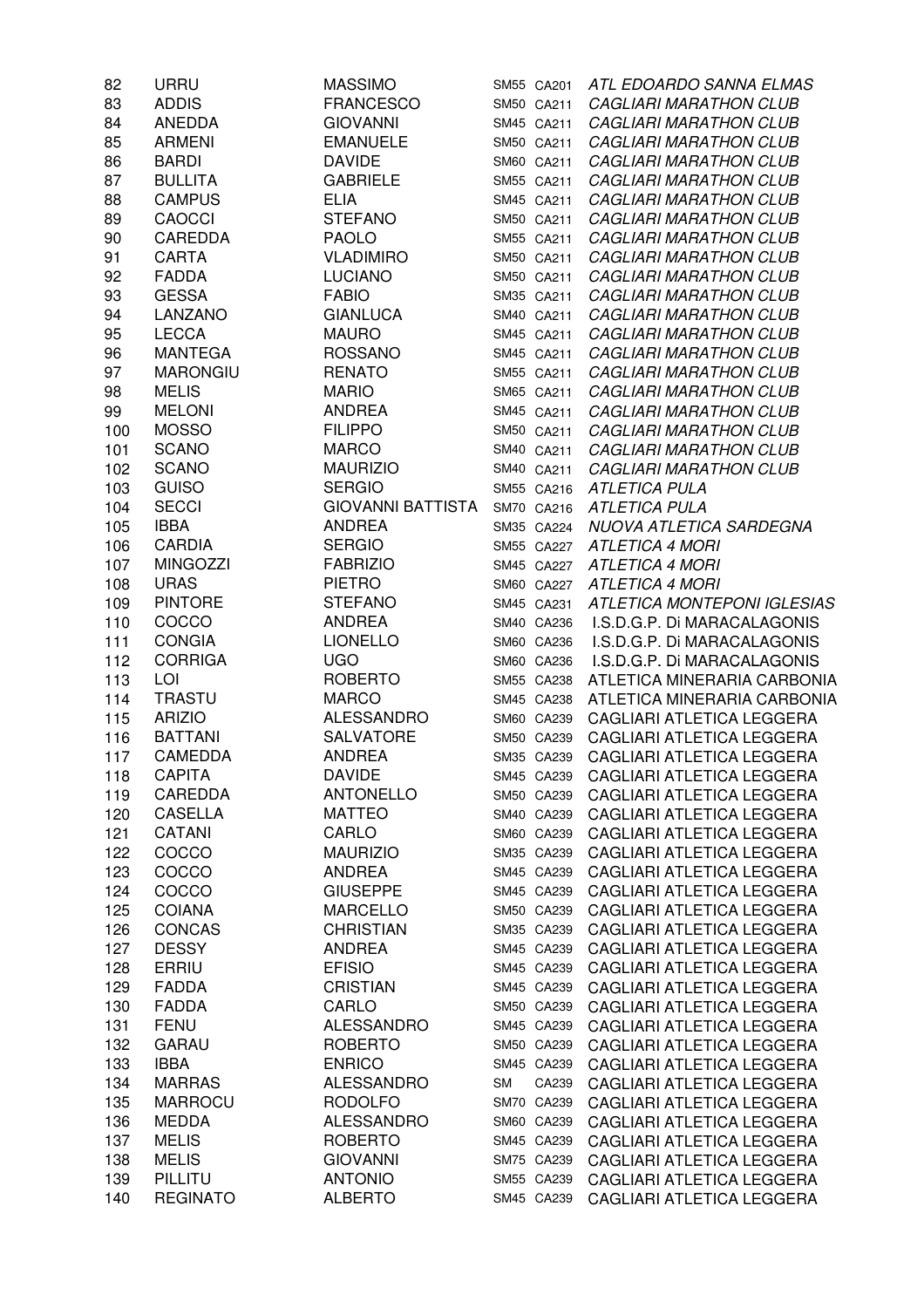| | | | | | |
|---|---|---|---|---|---|
| 82 | URRU | MASSIMO | SM55 | CA201 | *ATL EDOARDO SANNA ELMAS* |
| 83 | ADDIS | FRANCESCO | SM50 | CA211 | *CAGLIARI MARATHON CLUB* |
| 84 | ANEDDA | GIOVANNI | SM45 | CA211 | *CAGLIARI MARATHON CLUB* |
| 85 | ARMENI | EMANUELE | SM50 | CA211 | *CAGLIARI MARATHON CLUB* |
| 86 | BARDI | DAVIDE | SM60 | CA211 | *CAGLIARI MARATHON CLUB* |
| 87 | BULLITA | GABRIELE | SM55 | CA211 | *CAGLIARI MARATHON CLUB* |
| 88 | CAMPUS | ELIA | SM45 | CA211 | *CAGLIARI MARATHON CLUB* |
| 89 | CAOCCI | STEFANO | SM50 | CA211 | *CAGLIARI MARATHON CLUB* |
| 90 | CAREDDA | PAOLO | SM55 | CA211 | *CAGLIARI MARATHON CLUB* |
| 91 | CARTA | VLADIMIRO | SM50 | CA211 | *CAGLIARI MARATHON CLUB* |
| 92 | FADDA | LUCIANO | SM50 | CA211 | *CAGLIARI MARATHON CLUB* |
| 93 | GESSA | FABIO | SM35 | CA211 | *CAGLIARI MARATHON CLUB* |
| 94 | LANZANO | GIANLUCA | SM40 | CA211 | *CAGLIARI MARATHON CLUB* |
| 95 | LECCA | MAURO | SM45 | CA211 | *CAGLIARI MARATHON CLUB* |
| 96 | MANTEGA | ROSSANO | SM45 | CA211 | *CAGLIARI MARATHON CLUB* |
| 97 | MARONGIU | RENATO | SM55 | CA211 | *CAGLIARI MARATHON CLUB* |
| 98 | MELIS | MARIO | SM65 | CA211 | *CAGLIARI MARATHON CLUB* |
| 99 | MELONI | ANDREA | SM45 | CA211 | *CAGLIARI MARATHON CLUB* |
| 100 | MOSSO | FILIPPO | SM50 | CA211 | *CAGLIARI MARATHON CLUB* |
| 101 | SCANO | MARCO | SM40 | CA211 | *CAGLIARI MARATHON CLUB* |
| 102 | SCANO | MAURIZIO | SM40 | CA211 | *CAGLIARI MARATHON CLUB* |
| 103 | GUISO | SERGIO | SM55 | CA216 | *ATLETICA PULA* |
| 104 | SECCI | GIOVANNI BATTISTA | SM70 | CA216 | *ATLETICA PULA* |
| 105 | IBBA | ANDREA | SM35 | CA224 | *NUOVA ATLETICA SARDEGNA* |
| 106 | CARDIA | SERGIO | SM55 | CA227 | *ATLETICA 4 MORI* |
| 107 | MINGOZZI | FABRIZIO | SM45 | CA227 | *ATLETICA 4 MORI* |
| 108 | URAS | PIETRO | SM60 | CA227 | *ATLETICA 4 MORI* |
| 109 | PINTORE | STEFANO | SM45 | CA231 | *ATLETICA MONTEPONI IGLESIAS* |
| 110 | COCCO | ANDREA | SM40 | CA236 | I.S.D.G.P. Di MARACALAGONIS |
| 111 | CONGIA | LIONELLO | SM60 | CA236 | I.S.D.G.P. Di MARACALAGONIS |
| 112 | CORRIGA | UGO | SM60 | CA236 | I.S.D.G.P. Di MARACALAGONIS |
| 113 | LOI | ROBERTO | SM55 | CA238 | ATLETICA MINERARIA CARBONIA |
| 114 | TRASTU | MARCO | SM45 | CA238 | ATLETICA MINERARIA CARBONIA |
| 115 | ARIZIO | ALESSANDRO | SM60 | CA239 | CAGLIARI ATLETICA LEGGERA |
| 116 | BATTANI | SALVATORE | SM50 | CA239 | CAGLIARI ATLETICA LEGGERA |
| 117 | CAMEDDA | ANDREA | SM35 | CA239 | CAGLIARI ATLETICA LEGGERA |
| 118 | CAPITA | DAVIDE | SM45 | CA239 | CAGLIARI ATLETICA LEGGERA |
| 119 | CAREDDA | ANTONELLO | SM50 | CA239 | CAGLIARI ATLETICA LEGGERA |
| 120 | CASELLA | MATTEO | SM40 | CA239 | CAGLIARI ATLETICA LEGGERA |
| 121 | CATANI | CARLO | SM60 | CA239 | CAGLIARI ATLETICA LEGGERA |
| 122 | COCCO | MAURIZIO | SM35 | CA239 | CAGLIARI ATLETICA LEGGERA |
| 123 | COCCO | ANDREA | SM45 | CA239 | CAGLIARI ATLETICA LEGGERA |
| 124 | COCCO | GIUSEPPE | SM45 | CA239 | CAGLIARI ATLETICA LEGGERA |
| 125 | COIANA | MARCELLO | SM50 | CA239 | CAGLIARI ATLETICA LEGGERA |
| 126 | CONCAS | CHRISTIAN | SM35 | CA239 | CAGLIARI ATLETICA LEGGERA |
| 127 | DESSY | ANDREA | SM45 | CA239 | CAGLIARI ATLETICA LEGGERA |
| 128 | ERRIU | EFISIO | SM45 | CA239 | CAGLIARI ATLETICA LEGGERA |
| 129 | FADDA | CRISTIAN | SM45 | CA239 | CAGLIARI ATLETICA LEGGERA |
| 130 | FADDA | CARLO | SM50 | CA239 | CAGLIARI ATLETICA LEGGERA |
| 131 | FENU | ALESSANDRO | SM45 | CA239 | CAGLIARI ATLETICA LEGGERA |
| 132 | GARAU | ROBERTO | SM50 | CA239 | CAGLIARI ATLETICA LEGGERA |
| 133 | IBBA | ENRICO | SM45 | CA239 | CAGLIARI ATLETICA LEGGERA |
| 134 | MARRAS | ALESSANDRO | SM | CA239 | CAGLIARI ATLETICA LEGGERA |
| 135 | MARROCU | RODOLFO | SM70 | CA239 | CAGLIARI ATLETICA LEGGERA |
| 136 | MEDDA | ALESSANDRO | SM60 | CA239 | CAGLIARI ATLETICA LEGGERA |
| 137 | MELIS | ROBERTO | SM45 | CA239 | CAGLIARI ATLETICA LEGGERA |
| 138 | MELIS | GIOVANNI | SM75 | CA239 | CAGLIARI ATLETICA LEGGERA |
| 139 | PILLITU | ANTONIO | SM55 | CA239 | CAGLIARI ATLETICA LEGGERA |
| 140 | REGINATO | ALBERTO | SM45 | CA239 | CAGLIARI ATLETICA LEGGERA |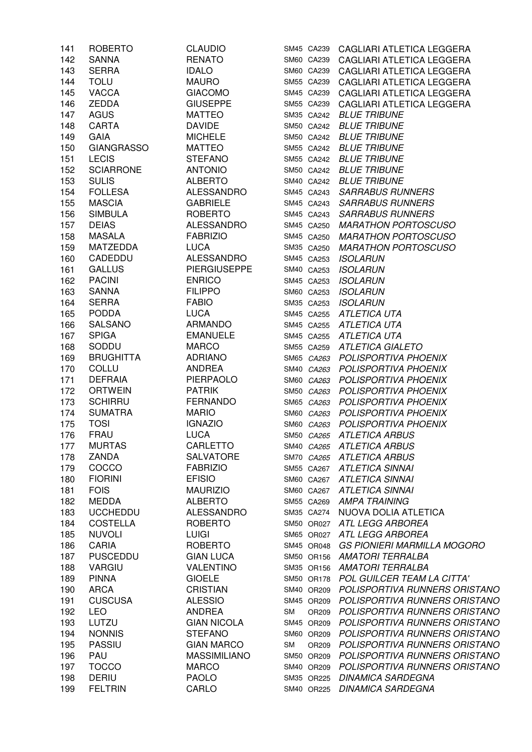| | | | | | |
|---|---|---|---|---|---|
| 141 | ROBERTO | CLAUDIO | SM45 | CA239 | CAGLIARI ATLETICA LEGGERA |
| 142 | SANNA | RENATO | SM60 | CA239 | CAGLIARI ATLETICA LEGGERA |
| 143 | SERRA | IDALO | SM60 | CA239 | CAGLIARI ATLETICA LEGGERA |
| 144 | TOLU | MAURO | SM55 | CA239 | CAGLIARI ATLETICA LEGGERA |
| 145 | VACCA | GIACOMO | SM45 | CA239 | CAGLIARI ATLETICA LEGGERA |
| 146 | ZEDDA | GIUSEPPE | SM55 | CA239 | CAGLIARI ATLETICA LEGGERA |
| 147 | AGUS | MATTEO | SM35 | CA242 | *BLUE TRIBUNE* |
| 148 | CARTA | DAVIDE | SM50 | CA242 | *BLUE TRIBUNE* |
| 149 | GAIA | MICHELE | SM50 | CA242 | *BLUE TRIBUNE* |
| 150 | GIANGRASSO | MATTEO | SM55 | CA242 | *BLUE TRIBUNE* |
| 151 | LECIS | STEFANO | SM55 | CA242 | *BLUE TRIBUNE* |
| 152 | SCIARRONE | ANTONIO | SM50 | CA242 | *BLUE TRIBUNE* |
| 153 | SULIS | ALBERTO | SM40 | CA242 | *BLUE TRIBUNE* |
| 154 | FOLLESA | ALESSANDRO | SM45 | CA243 | *SARRABUS RUNNERS* |
| 155 | MASCIA | GABRIELE | SM45 | CA243 | *SARRABUS RUNNERS* |
| 156 | SIMBULA | ROBERTO | SM45 | CA243 | *SARRABUS RUNNERS* |
| 157 | DEIAS | ALESSANDRO | SM45 | CA250 | *MARATHON PORTOSCUSO* |
| 158 | MASALA | FABRIZIO | SM45 | CA250 | *MARATHON PORTOSCUSO* |
| 159 | MATZEDDA | LUCA | SM35 | CA250 | *MARATHON PORTOSCUSO* |
| 160 | CADEDDU | ALESSANDRO | SM45 | CA253 | *ISOLARUN* |
| 161 | GALLUS | PIERGIUSEPPE | SM40 | CA253 | *ISOLARUN* |
| 162 | PACINI | ENRICO | SM45 | CA253 | *ISOLARUN* |
| 163 | SANNA | FILIPPO | SM60 | CA253 | *ISOLARUN* |
| 164 | SERRA | FABIO | SM35 | CA253 | *ISOLARUN* |
| 165 | PODDA | LUCA | SM45 | CA255 | *ATLETICA UTA* |
| 166 | SALSANO | ARMANDO | SM45 | CA255 | *ATLETICA UTA* |
| 167 | SPIGA | EMANUELE | SM45 | CA255 | *ATLETICA UTA* |
| 168 | SODDU | MARCO | SM55 | CA259 | *ATLETICA GIALETO* |
| 169 | BRUGHITTA | ADRIANO | SM65 | *CA263* | *POLISPORTIVA PHOENIX* |
| 170 | COLLU | ANDREA | SM40 | *CA263* | *POLISPORTIVA PHOENIX* |
| 171 | DEFRAIA | PIERPAOLO | SM60 | *CA263* | *POLISPORTIVA PHOENIX* |
| 172 | ORTWEIN | PATRIK | SM50 | *CA263* | *POLISPORTIVA PHOENIX* |
| 173 | SCHIRRU | FERNANDO | SM65 | *CA263* | *POLISPORTIVA PHOENIX* |
| 174 | SUMATRA | MARIO | SM60 | *CA263* | *POLISPORTIVA PHOENIX* |
| 175 | TOSI | IGNAZIO | SM60 | *CA263* | *POLISPORTIVA PHOENIX* |
| 176 | FRAU | LUCA | SM50 | *CA265* | *ATLETICA ARBUS* |
| 177 | MURTAS | CARLETTO | SM40 | *CA265* | *ATLETICA ARBUS* |
| 178 | ZANDA | SALVATORE | SM70 | *CA265* | *ATLETICA ARBUS* |
| 179 | COCCO | FABRIZIO | SM55 | CA267 | *ATLETICA SINNAI* |
| 180 | FIORINI | EFISIO | SM60 | CA267 | *ATLETICA SINNAI* |
| 181 | FOIS | MAURIZIO | SM60 | CA267 | *ATLETICA SINNAI* |
| 182 | MEDDA | ALBERTO | SM55 | CA269 | *AMPA TRAINING* |
| 183 | UCCHEDDU | ALESSANDRO | SM35 | CA274 | NUOVA DOLIA ATLETICA |
| 184 | COSTELLA | ROBERTO | SM50 | OR027 | *ATL LEGG ARBOREA* |
| 185 | NUVOLI | LUIGI | SM65 | OR027 | *ATL LEGG ARBOREA* |
| 186 | CARIA | ROBERTO | SM45 | OR048 | *GS PIONIERI MARMILLA MOGORO* |
| 187 | PUSCEDDU | GIAN LUCA | SM50 | OR156 | *AMATORI TERRALBA* |
| 188 | VARGIU | VALENTINO | SM35 | OR156 | *AMATORI TERRALBA* |
| 189 | PINNA | GIOELE | SM50 | OR178 | *POL GUILCER TEAM LA CITTA'* |
| 190 | ARCA | CRISTIAN | SM40 | OR209 | *POLISPORTIVA RUNNERS ORISTANO* |
| 191 | CUSCUSA | ALESSIO | SM45 | OR209 | *POLISPORTIVA RUNNERS ORISTANO* |
| 192 | LEO | ANDREA | SM | OR209 | *POLISPORTIVA RUNNERS ORISTANO* |
| 193 | LUTZU | GIAN NICOLA | SM45 | OR209 | *POLISPORTIVA RUNNERS ORISTANO* |
| 194 | NONNIS | STEFANO | SM60 | OR209 | *POLISPORTIVA RUNNERS ORISTANO* |
| 195 | PASSIU | GIAN MARCO | SM | OR209 | *POLISPORTIVA RUNNERS ORISTANO* |
| 196 | PAU | MASSIMILIANO | SM50 | OR209 | *POLISPORTIVA RUNNERS ORISTANO* |
| 197 | TOCCO | MARCO | SM40 | OR209 | *POLISPORTIVA RUNNERS ORISTANO* |
| 198 | DERIU | PAOLO | SM35 | OR225 | *DINAMICA SARDEGNA* |
| 199 | FELTRIN | CARLO | SM40 | OR225 | *DINAMICA SARDEGNA* |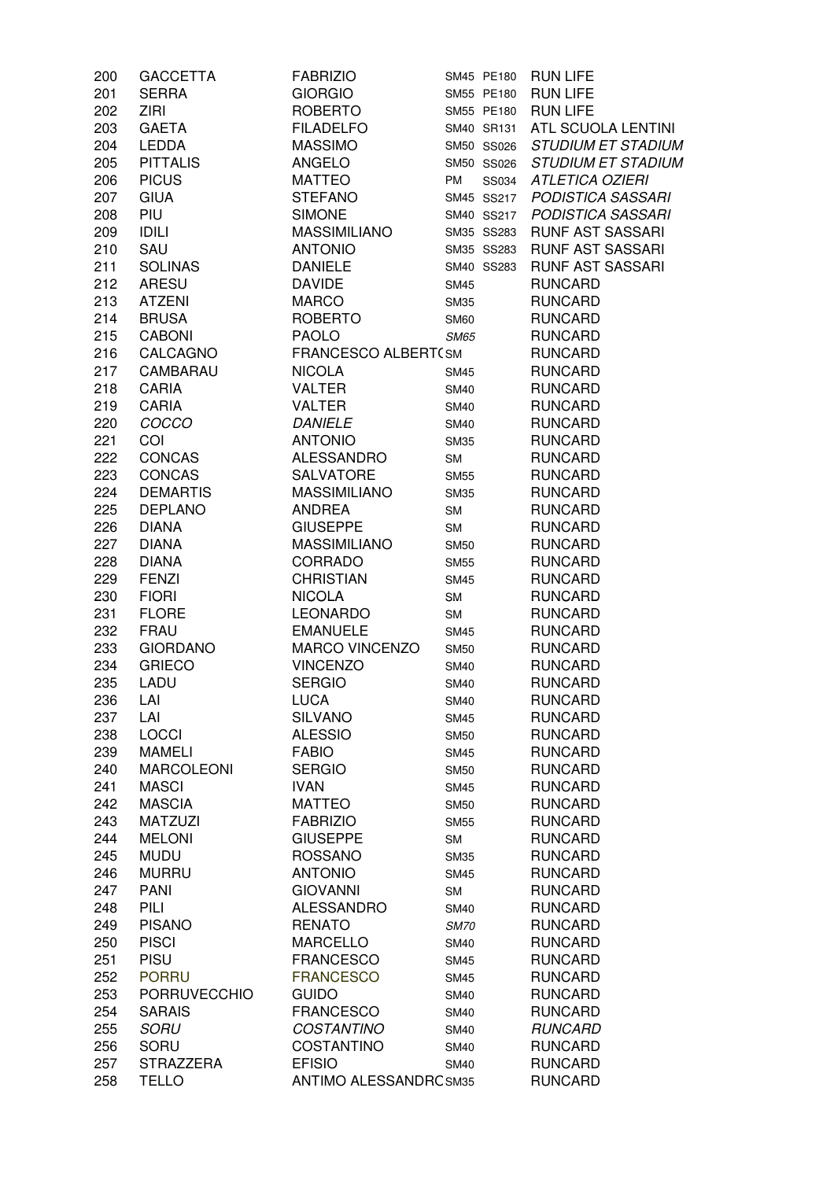| | | | | | |
|---|---|---|---|---|---|
| 200 | GACCETTA | FABRIZIO | SM45 | PE180 | RUN LIFE |
| 201 | SERRA | GIORGIO | SM55 | PE180 | RUN LIFE |
| 202 | ZIRI | ROBERTO | SM55 | PE180 | RUN LIFE |
| 203 | GAETA | FILADELFO | SM40 | SR131 | ATL SCUOLA LENTINI |
| 204 | LEDDA | MASSIMO | SM50 | SS026 | *STUDIUM ET STADIUM* |
| 205 | PITTALIS | ANGELO | SM50 | SS026 | *STUDIUM ET STADIUM* |
| 206 | PICUS | MATTEO | PM | SS034 | *ATLETICA OZIERI* |
| 207 | GIUA | STEFANO | SM45 | SS217 | *PODISTICA SASSARI* |
| 208 | PIU | SIMONE | SM40 | SS217 | *PODISTICA SASSARI* |
| 209 | IDILI | MASSIMILIANO | SM35 | SS283 | RUNF AST SASSARI |
| 210 | SAU | ANTONIO | SM35 | SS283 | RUNF AST SASSARI |
| 211 | SOLINAS | DANIELE | SM40 | SS283 | RUNF AST SASSARI |
| 212 | ARESU | DAVIDE | SM45 | | RUNCARD |
| 213 | ATZENI | MARCO | SM35 | | RUNCARD |
| 214 | BRUSA | ROBERTO | SM60 | | RUNCARD |
| 215 | CABONI | PAOLO | *SM65* | | RUNCARD |
| 216 | CALCAGNO | FRANCESCO ALBERT( | SM | | RUNCARD |
| 217 | CAMBARAU | NICOLA | SM45 | | RUNCARD |
| 218 | CARIA | VALTER | SM40 | | RUNCARD |
| 219 | CARIA | VALTER | SM40 | | RUNCARD |
| 220 | *COCCO* | *DANIELE* | SM40 | | RUNCARD |
| 221 | COI | ANTONIO | SM35 | | RUNCARD |
| 222 | CONCAS | ALESSANDRO | SM | | RUNCARD |
| 223 | CONCAS | SALVATORE | SM55 | | RUNCARD |
| 224 | DEMARTIS | MASSIMILIANO | SM35 | | RUNCARD |
| 225 | DEPLANO | ANDREA | SM | | RUNCARD |
| 226 | DIANA | GIUSEPPE | SM | | RUNCARD |
| 227 | DIANA | MASSIMILIANO | SM50 | | RUNCARD |
| 228 | DIANA | CORRADO | SM55 | | RUNCARD |
| 229 | FENZI | CHRISTIAN | SM45 | | RUNCARD |
| 230 | FIORI | NICOLA | SM | | RUNCARD |
| 231 | FLORE | LEONARDO | SM | | RUNCARD |
| 232 | FRAU | EMANUELE | SM45 | | RUNCARD |
| 233 | GIORDANO | MARCO VINCENZO | SM50 | | RUNCARD |
| 234 | GRIECO | VINCENZO | SM40 | | RUNCARD |
| 235 | LADU | SERGIO | SM40 | | RUNCARD |
| 236 | LAI | LUCA | SM40 | | RUNCARD |
| 237 | LAI | SILVANO | SM45 | | RUNCARD |
| 238 | LOCCI | ALESSIO | SM50 | | RUNCARD |
| 239 | MAMELI | FABIO | SM45 | | RUNCARD |
| 240 | MARCOLEONI | SERGIO | SM50 | | RUNCARD |
| 241 | MASCI | IVAN | SM45 | | RUNCARD |
| 242 | MASCIA | MATTEO | SM50 | | RUNCARD |
| 243 | MATZUZI | FABRIZIO | SM55 | | RUNCARD |
| 244 | MELONI | GIUSEPPE | SM | | RUNCARD |
| 245 | MUDU | ROSSANO | SM35 | | RUNCARD |
| 246 | MURRU | ANTONIO | SM45 | | RUNCARD |
| 247 | PANI | GIOVANNI | SM | | RUNCARD |
| 248 | PILI | ALESSANDRO | SM40 | | RUNCARD |
| 249 | PISANO | RENATO | *SM70* | | RUNCARD |
| 250 | PISCI | MARCELLO | SM40 | | RUNCARD |
| 251 | PISU | FRANCESCO | SM45 | | RUNCARD |
| 252 | PORRU | FRANCESCO | SM45 | | RUNCARD |
| 253 | PORRUVECCHIO | GUIDO | SM40 | | RUNCARD |
| 254 | SARAIS | FRANCESCO | SM40 | | RUNCARD |
| 255 | *SORU* | *COSTANTINO* | SM40 | | *RUNCARD* |
| 256 | SORU | COSTANTINO | SM40 | | RUNCARD |
| 257 | STRAZZERA | EFISIO | SM40 | | RUNCARD |
| 258 | TELLO | ANTIMO ALESSANDRC | SM35 | | RUNCARD |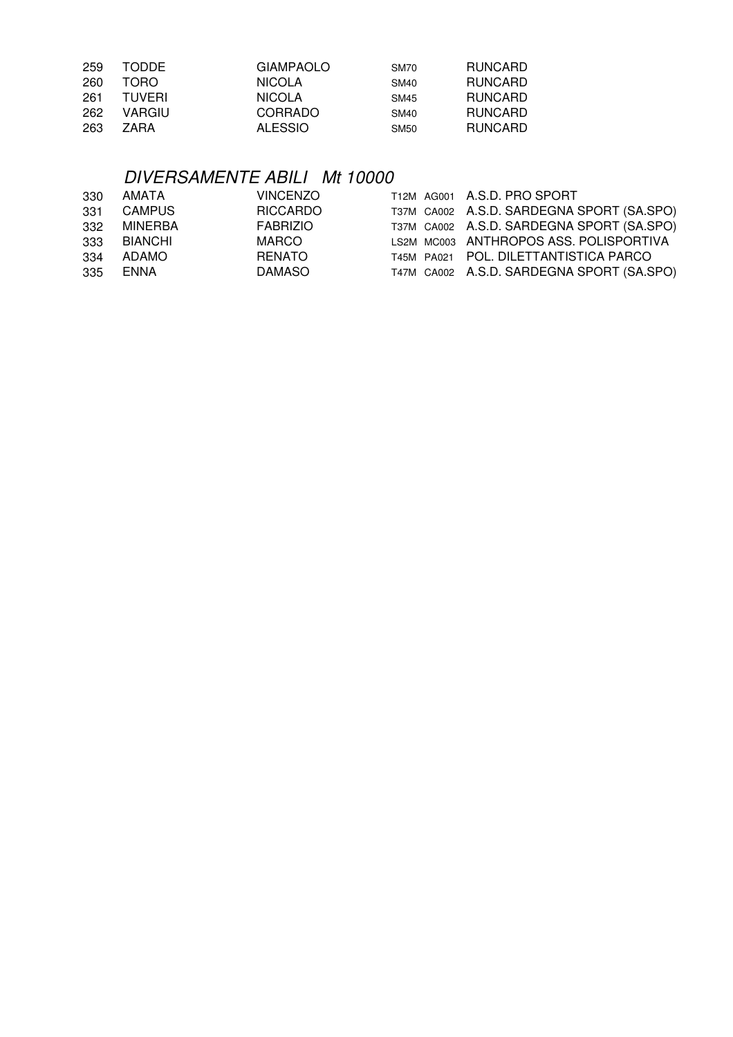| | | | | |
|---|---|---|---|---|
| 259 | TODDE | GIAMPAOLO | SM70 | RUNCARD |
| 260 | TORO | NICOLA | SM40 | RUNCARD |
| 261 | TUVERI | NICOLA | SM45 | RUNCARD |
| 262 | VARGIU | CORRADO | SM40 | RUNCARD |
| 263 | ZARA | ALESSIO | SM50 | RUNCARD |

## *DIVERSAMENTE ABILI Mt 10000*

| | | | | | |
|---|---|---|---|---|---|
| 330 | AMATA | VINCENZO | T12M | AG001 | A.S.D. PRO SPORT |
| 331 | CAMPUS | RICCARDO | T37M | CA002 | A.S.D. SARDEGNA SPORT (SA.SPO) |
| 332 | MINERBA | FABRIZIO | T37M | CA002 | A.S.D. SARDEGNA SPORT (SA.SPO) |
| 333 | BIANCHI | MARCO | LS2M | MC003 | ANTHROPOS ASS. POLISPORTIVA |
| 334 | ADAMO | RENATO | T45M | PA021 | POL. DILETTANTISTICA PARCO |
| 335 | ENNA | DAMASO | T47M | CA002 | A.S.D. SARDEGNA SPORT (SA.SPO) |